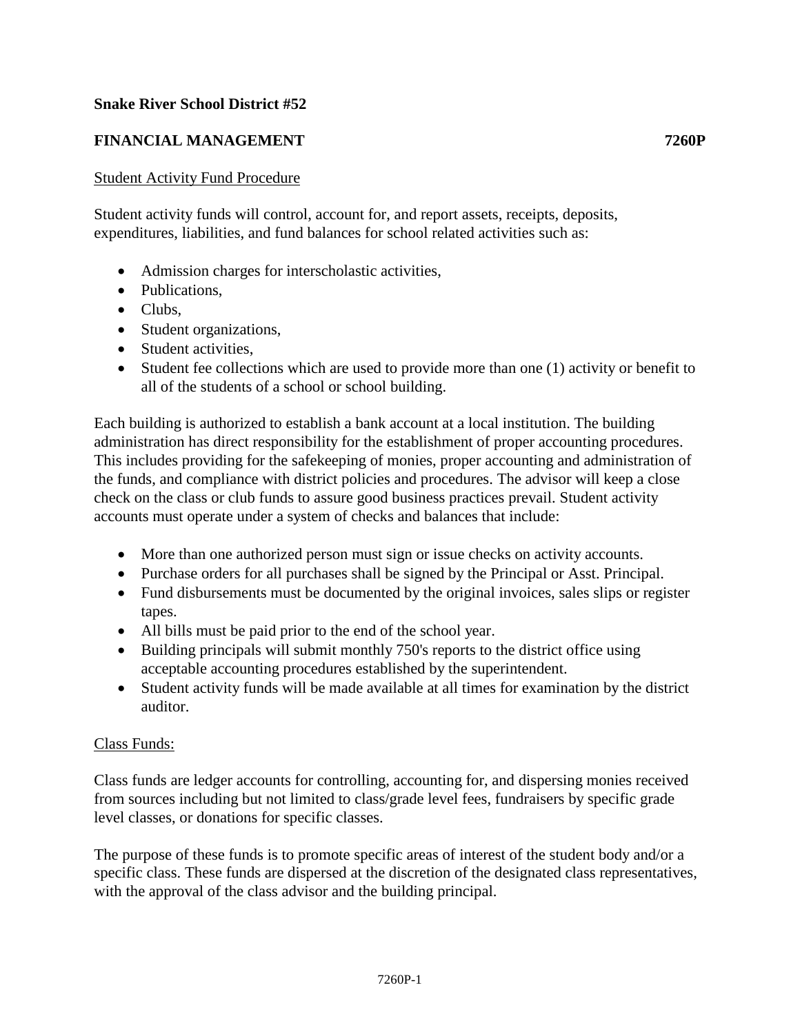**Snake River School District #52**

**FINANCIAL MANAGEMENT 7260P**

Student Activity Fund Procedure

Student activity funds will control, account for, and report assets, receipts, deposits, expenditures, liabilities, and fund balances for school related activities such as:

- Admission charges for interscholastic activities,
- Publications,
- Clubs,
- Student organizations,
- Student activities,
- Student fee collections which are used to provide more than one (1) activity or benefit to all of the students of a school or school building.

Each building is authorized to establish a bank account at a local institution. The building administration has direct responsibility for the establishment of proper accounting procedures. This includes providing for the safekeeping of monies, proper accounting and administration of the funds, and compliance with district policies and procedures. The advisor will keep a close check on the class or club funds to assure good business practices prevail. Student activity accounts must operate under a system of checks and balances that include:

- More than one authorized person must sign or issue checks on activity accounts.
- Purchase orders for all purchases shall be signed by the Principal or Asst. Principal.
- Fund disbursements must be documented by the original invoices, sales slips or register tapes.
- All bills must be paid prior to the end of the school year.
- Building principals will submit monthly 750's reports to the district office using acceptable accounting procedures established by the superintendent.
- Student activity funds will be made available at all times for examination by the district auditor.

Class Funds:

Class funds are ledger accounts for controlling, accounting for, and dispersing monies received from sources including but not limited to class/grade level fees, fundraisers by specific grade level classes, or donations for specific classes.

The purpose of these funds is to promote specific areas of interest of the student body and/or a specific class. These funds are dispersed at the discretion of the designated class representatives, with the approval of the class advisor and the building principal.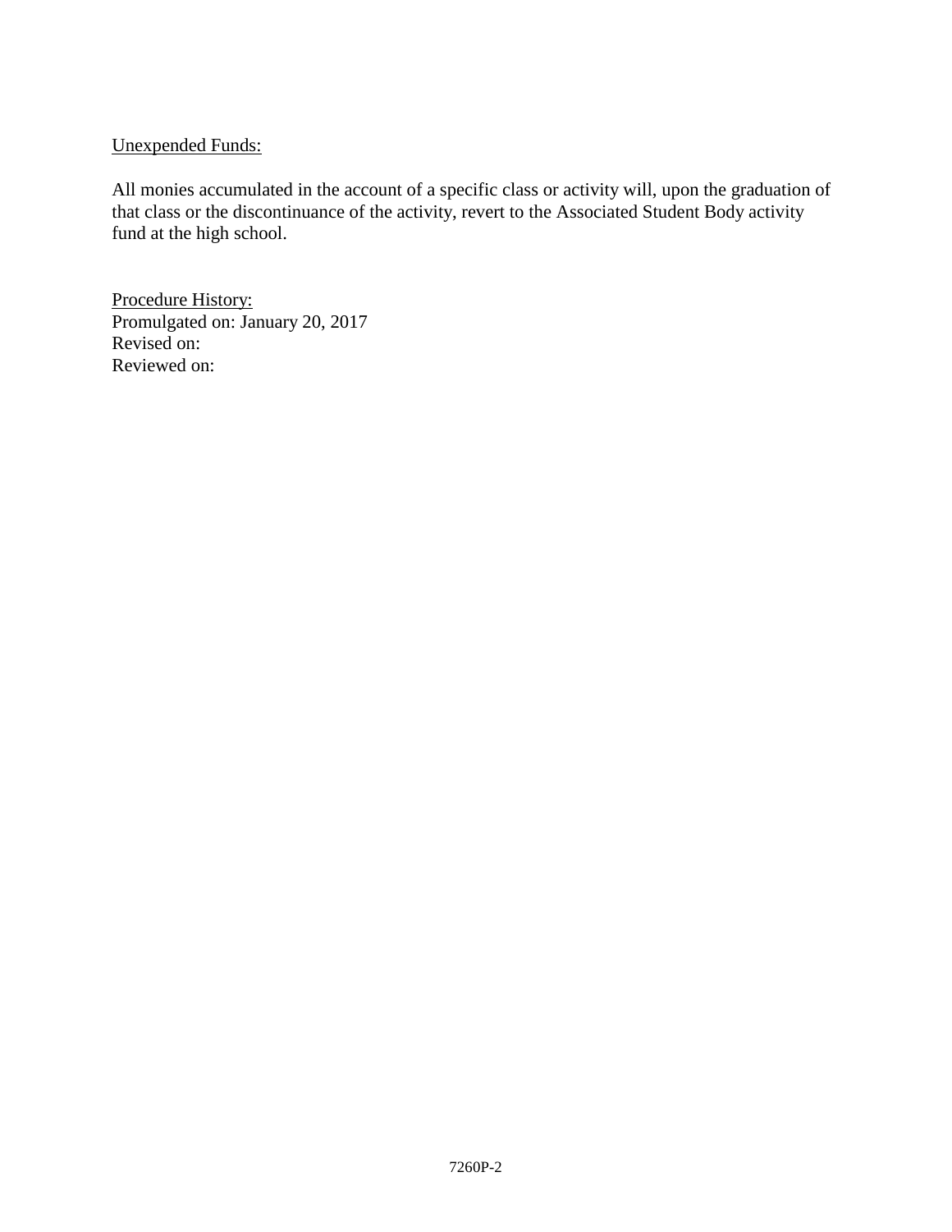<u>Unexpended Funds:</u>

All monies accumulated in the account of a specific class or activity will, upon the graduation of that class or the discontinuance of the activity, revert to the Associated Student Body activity fund at the high school.

<u>Procedure History:</u>
Promulgated on: January 20, 2017
Revised on:
Reviewed on: